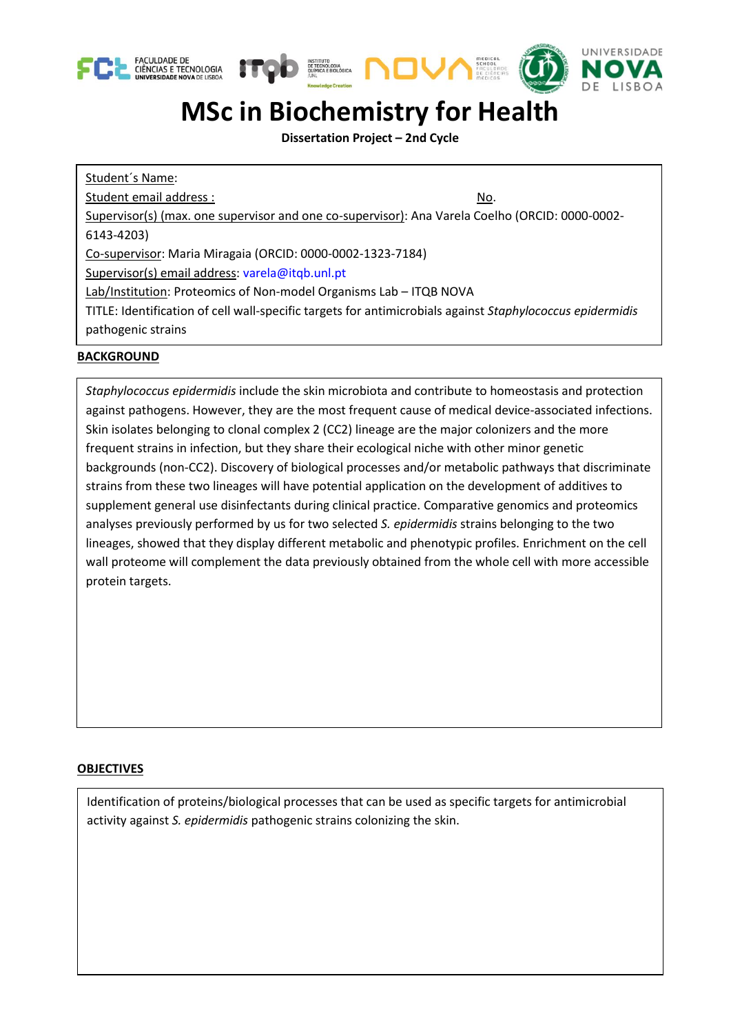# MSc in Biochemistry for Health

**Dissertation Project – 2nd Cycle**

Student´s Name:

Student email address : No.

Supervisor(s) (max. one supervisor and one co-supervisor): Ana Varela Coelho (ORCID: 0000-0002-6143-4203)

Co-supervisor: Maria Miragaia (ORCID: 0000-0002-1323-7184)

Supervisor(s) email address: varela@itqb.unl.pt

Lab/Institution: Proteomics of Non-model Organisms Lab – ITQB NOVA

TITLE: Identification of cell wall-specific targets for antimicrobials against *Staphylococcus epidermidis* pathogenic strains

**BACKGROUND**

*Staphylococcus epidermidis* include the skin microbiota and contribute to homeostasis and protection against pathogens. However, they are the most frequent cause of medical device-associated infections. Skin isolates belonging to clonal complex 2 (CC2) lineage are the major colonizers and the more frequent strains in infection, but they share their ecological niche with other minor genetic backgrounds (non-CC2). Discovery of biological processes and/or metabolic pathways that discriminate strains from these two lineages will have potential application on the development of additives to supplement general use disinfectants during clinical practice. Comparative genomics and proteomics analyses previously performed by us for two selected *S. epidermidis* strains belonging to the two lineages, showed that they display different metabolic and phenotypic profiles. Enrichment on the cell wall proteome will complement the data previously obtained from the whole cell with more accessible protein targets.

**OBJECTIVES**

Identification of proteins/biological processes that can be used as specific targets for antimicrobial activity against *S. epidermidis* pathogenic strains colonizing the skin.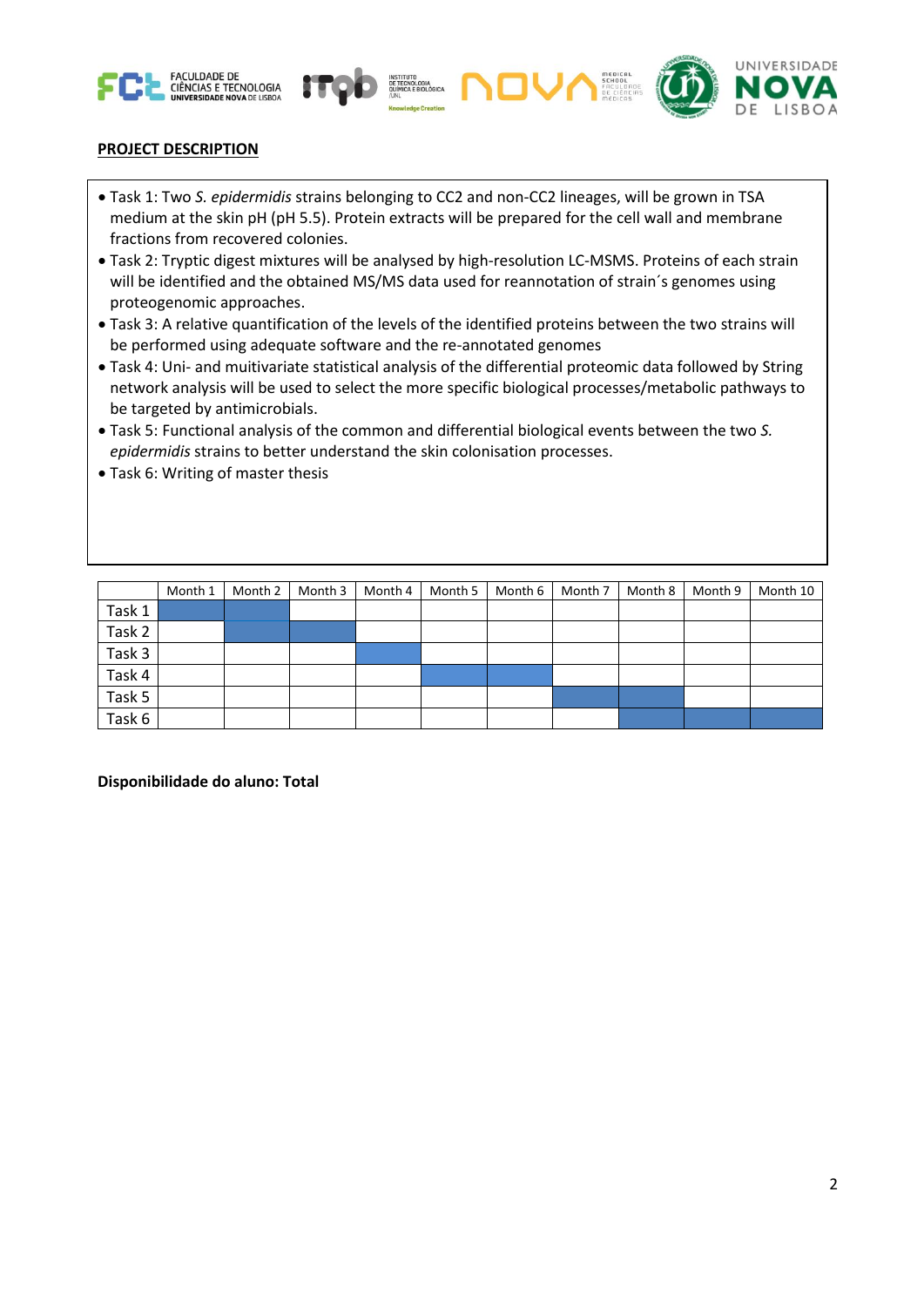**PROJECT DESCRIPTION**

- Task 1: Two *S. epidermidis* strains belonging to CC2 and non-CC2 lineages, will be grown in TSA medium at the skin pH (pH 5.5). Protein extracts will be prepared for the cell wall and membrane fractions from recovered colonies.
- Task 2: Tryptic digest mixtures will be analysed by high-resolution LC-MSMS. Proteins of each strain will be identified and the obtained MS/MS data used for reannotation of strain´s genomes using proteogenomic approaches.
- Task 3: A relative quantification of the levels of the identified proteins between the two strains will be performed using adequate software and the re-annotated genomes
- Task 4: Uni- and muitivariate statistical analysis of the differential proteomic data followed by String network analysis will be used to select the more specific biological processes/metabolic pathways to be targeted by antimicrobials.
- Task 5: Functional analysis of the common and differential biological events between the two *S. epidermidis* strains to better understand the skin colonisation processes.
- Task 6: Writing of master thesis

| | Month 1 | Month 2 | Month 3 | Month 4 | Month 5 | Month 6 | Month 7 | Month 8 | Month 9 | Month 10 |
|---|---|---|---|---|---|---|---|---|---|---|
| Task 1 | ■ | ■ | | | | | | | | |
| Task 2 | | ■ | ■ | | | | | | | |
| Task 3 | | | | ■ | | | | | | |
| Task 4 | | | | | ■ | ■ | | | | |
| Task 5 | | | | | | | ■ | ■ | | |
| Task 6 | | | | | | | | ■ | ■ | ■ |

**Disponibilidade do aluno: Total**